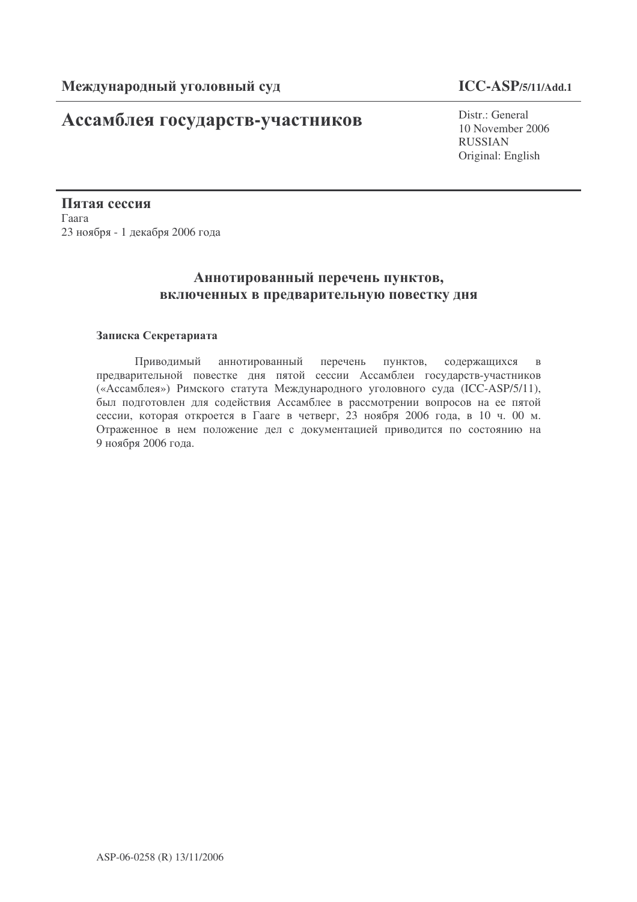**Международный уголовный суд** **ICC-ASP/5/11/Add.1**

# Ассамблея государств-участников

Distr.: General
10 November 2006
RUSSIAN
Original: English

**Пятая сессия**
Гаага
23 ноября - 1 декабря 2006 года

## Аннотированный перечень пунктов, включенных в предварительную повестку дня

**Записка Секретариата**

Приводимый аннотированный перечень пунктов, содержащихся в предварительной повестке дня пятой сессии Ассамблеи государств-участников («Ассамблея») Римского статута Международного уголовного суда (ICC-ASP/5/11), был подготовлен для содействия Ассамблее в рассмотрении вопросов на ее пятой сессии, которая откроется в Гааге в четверг, 23 ноября 2006 года, в 10 ч. 00 м. Отраженное в нем положение дел с документацией приводится по состоянию на 9 ноября 2006 года.

ASP-06-0258 (R) 13/11/2006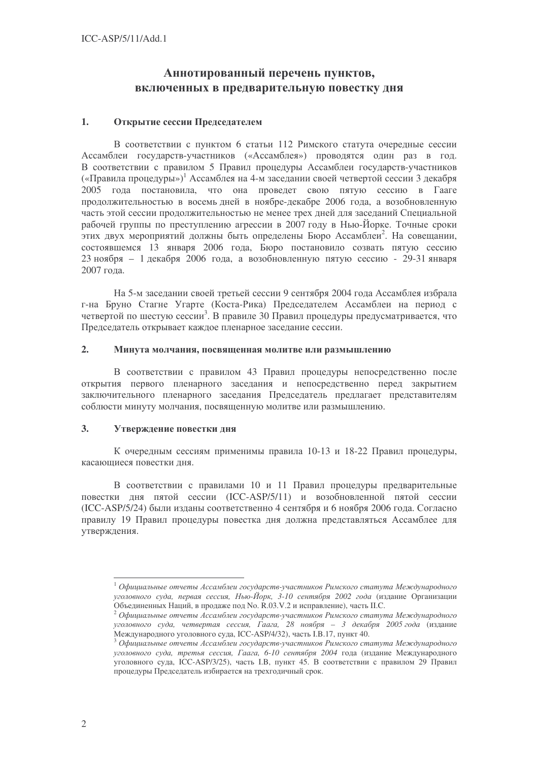## Аннотированный перечень пунктов, включенных в предварительную повестку дня

### 1. Открытие сессии Председателем

В соответствии с пунктом 6 статьи 112 Римского статута очередные сессии Ассамблеи государств-участников («Ассамблея») проводятся один раз в год. В соответствии с правилом 5 Правил процедуры Ассамблеи государств-участников («Правила процедуры»)[1] Ассамблея на 4-м заседании своей четвертой сессии 3 декабря 2005 года постановила, что она проведет свою пятую сессию в Гааге продолжительностью в восемь дней в ноябре-декабре 2006 года, а возобновленную часть этой сессии продолжительностью не менее трех дней для заседаний Специальной рабочей группы по преступлению агрессии в 2007 году в Нью-Йорке. Точные сроки этих двух мероприятий должны быть определены Бюро Ассамблеи[2]. На совещании, состоявшемся 13 января 2006 года, Бюро постановило созвать пятую сессию 23 ноября – 1 декабря 2006 года, а возобновленную пятую сессию - 29-31 января 2007 года.

На 5-м заседании своей третьей сессии 9 сентября 2004 года Ассамблея избрала г-на Бруно Стагне Угарте (Коста-Рика) Председателем Ассамблеи на период с четвертой по шестую сессии[3]. В правиле 30 Правил процедуры предусматривается, что Председатель открывает каждое пленарное заседание сессии.

### 2. Минута молчания, посвященная молитве или размышлению

В соответствии с правилом 43 Правил процедуры непосредственно после открытия первого пленарного заседания и непосредственно перед закрытием заключительного пленарного заседания Председатель предлагает представителям соблюсти минуту молчания, посвященную молитве или размышлению.

### 3. Утверждение повестки дня

К очередным сессиям применимы правила 10-13 и 18-22 Правил процедуры, касающиеся повестки дня.

В соответствии с правилами 10 и 11 Правил процедуры предварительные повестки дня пятой сессии (ICC-ASP/5/11) и возобновленной пятой сессии (ICC-ASP/5/24) были изданы соответственно 4 сентября и 6 ноября 2006 года. Согласно правилу 19 Правил процедуры повестка дня должна представляться Ассамблее для утверждения.

---

[1] *Официальные отчеты Ассамблеи государств-участников Римского статута Международного уголовного суда, первая сессия, Нью-Йорк, 3-10 сентября 2002 года* (издание Организации Объединенных Наций, в продаже под No. R.03.V.2 и исправление), часть II.C.

[2] *Официальные отчеты Ассамблеи государств-участников Римского статута Международного уголовного суда, четвертая сессия, Гаага, 28 ноября – 3 декабря 2005 года* (издание Международного уголовного суда, ICC-ASP/4/32), часть I.B.17, пункт 40.

[3] *Официальные отчеты Ассамблеи государств-участников Римского статута Международного уголовного суда, третья сессия, Гаага, 6-10 сентября 2004* года (издание Международного уголовного суда, ICC-ASP/3/25), часть I.B, пункт 45. В соответствии с правилом 29 Правил процедуры Председатель избирается на трехгодичный срок.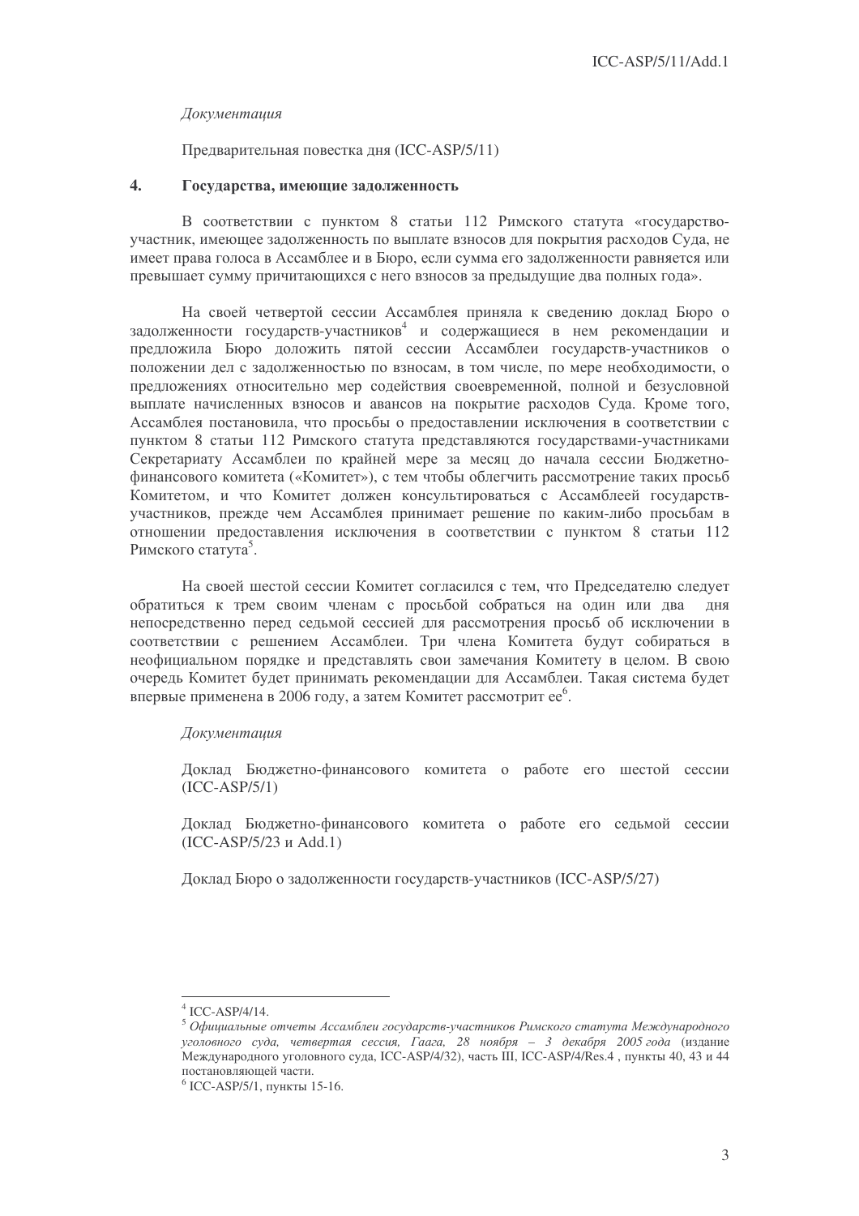*Документация*

Предварительная повестка дня (ICC-ASP/5/11)

## 4. Государства, имеющие задолженность

В соответствии с пунктом 8 статьи 112 Римского статута «государство-участник, имеющее задолженность по выплате взносов для покрытия расходов Суда, не имеет права голоса в Ассамблее и в Бюро, если сумма его задолженности равняется или превышает сумму причитающихся с него взносов за предыдущие два полных года».

На своей четвертой сессии Ассамблея приняла к сведению доклад Бюро о задолженности государств-участников[4] и содержащиеся в нем рекомендации и предложила Бюро доложить пятой сессии Ассамблеи государств-участников о положении дел с задолженностью по взносам, в том числе, по мере необходимости, о предложениях относительно мер содействия своевременной, полной и безусловной выплате начисленных взносов и авансов на покрытие расходов Суда. Кроме того, Ассамблея постановила, что просьбы о предоставлении исключения в соответствии с пунктом 8 статьи 112 Римского статута представляются государствами-участниками Секретариату Ассамблеи по крайней мере за месяц до начала сессии Бюджетно-финансового комитета («Комитет»), с тем чтобы облегчить рассмотрение таких просьб Комитетом, и что Комитет должен консультироваться с Ассамблеей государств-участников, прежде чем Ассамблея принимает решение по каким-либо просьбам в отношении предоставления исключения в соответствии с пунктом 8 статьи 112 Римского статута[5].

На своей шестой сессии Комитет согласился с тем, что Председателю следует обратиться к трем своим членам с просьбой собраться на один или два дня непосредственно перед седьмой сессией для рассмотрения просьб об исключении в соответствии с решением Ассамблеи. Три члена Комитета будут собираться в неофициальном порядке и представлять свои замечания Комитету в целом. В свою очередь Комитет будет принимать рекомендации для Ассамблеи. Такая система будет впервые применена в 2006 году, а затем Комитет рассмотрит ее[6].

*Документация*

Доклад Бюджетно-финансового комитета о работе его шестой сессии (ICC-ASP/5/1)

Доклад Бюджетно-финансового комитета о работе его седьмой сессии (ICC-ASP/5/23 и Add.1)

Доклад Бюро о задолженности государств-участников (ICC-ASP/5/27)

---

[4] ICC-ASP/4/14.

[5] *Официальные отчеты Ассамблеи государств-участников Римского статута Международного уголовного суда, четвертая сессия, Гаага, 28 ноября – 3 декабря 2005 года* (издание Международного уголовного суда, ICC-ASP/4/32), часть III, ICC-ASP/4/Res.4 , пункты 40, 43 и 44 постановляющей части.

[6] ICC-ASP/5/1, пункты 15-16.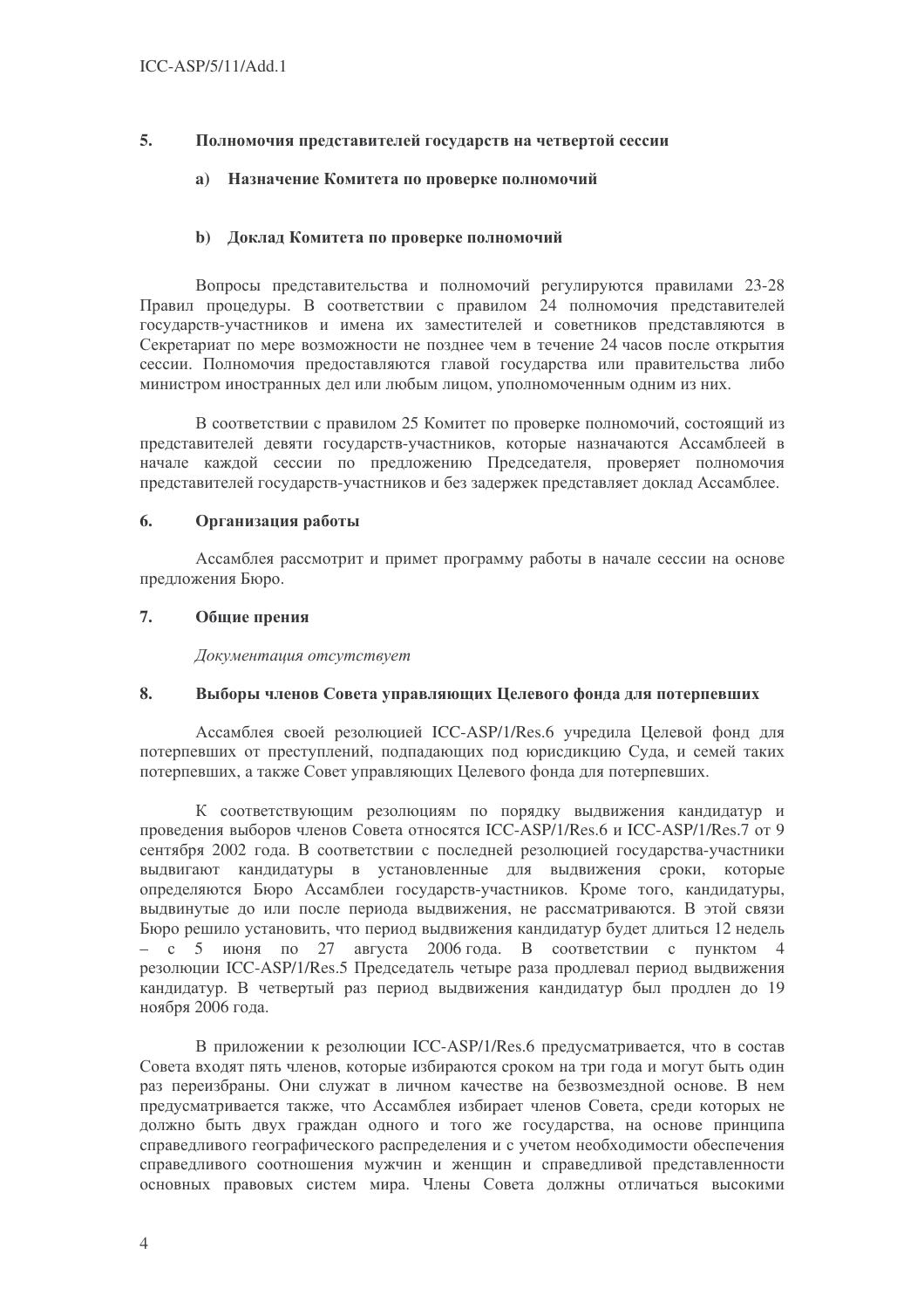## 5. Полномочия представителей государств на четвертой сессии

### a) Назначение Комитета по проверке полномочий

### b) Доклад Комитета по проверке полномочий

Вопросы представительства и полномочий регулируются правилами 23-28 Правил процедуры. В соответствии с правилом 24 полномочия представителей государств-участников и имена их заместителей и советников представляются в Секретариат по мере возможности не позднее чем в течение 24 часов после открытия сессии. Полномочия предоставляются главой государства или правительства либо министром иностранных дел или любым лицом, уполномоченным одним из них.

В соответствии с правилом 25 Комитет по проверке полномочий, состоящий из представителей девяти государств-участников, которые назначаются Ассамблеей в начале каждой сессии по предложению Председателя, проверяет полномочия представителей государств-участников и без задержек представляет доклад Ассамблее.

## 6. Организация работы

Ассамблея рассмотрит и примет программу работы в начале сессии на основе предложения Бюро.

## 7. Общие прения

*Документация отсутствует*

## 8. Выборы членов Совета управляющих Целевого фонда для потерпевших

Ассамблея своей резолюцией ICC-ASP/1/Res.6 учредила Целевой фонд для потерпевших от преступлений, подпадающих под юрисдикцию Суда, и семей таких потерпевших, а также Совет управляющих Целевого фонда для потерпевших.

К соответствующим резолюциям по порядку выдвижения кандидатур и проведения выборов членов Совета относятся ICC-ASP/1/Res.6 и ICC-ASP/1/Res.7 от 9 сентября 2002 года. В соответствии с последней резолюцией государства-участники выдвигают кандидатуры в установленные для выдвижения сроки, которые определяются Бюро Ассамблеи государств-участников. Кроме того, кандидатуры, выдвинутые до или после периода выдвижения, не рассматриваются. В этой связи Бюро решило установить, что период выдвижения кандидатур будет длиться 12 недель – с 5 июня по 27 августа 2006 года. В соответствии с пунктом 4 резолюции ICC-ASP/1/Res.5 Председатель четыре раза продлевал период выдвижения кандидатур. В четвертый раз период выдвижения кандидатур был продлен до 19 ноября 2006 года.

В приложении к резолюции ICC-ASP/1/Res.6 предусматривается, что в состав Совета входят пять членов, которые избираются сроком на три года и могут быть один раз переизбраны. Они служат в личном качестве на безвозмездной основе. В нем предусматривается также, что Ассамблея избирает членов Совета, среди которых не должно быть двух граждан одного и того же государства, на основе принципа справедливого географического распределения и с учетом необходимости обеспечения справедливого соотношения мужчин и женщин и справедливой представленности основных правовых систем мира. Члены Совета должны отличаться высокими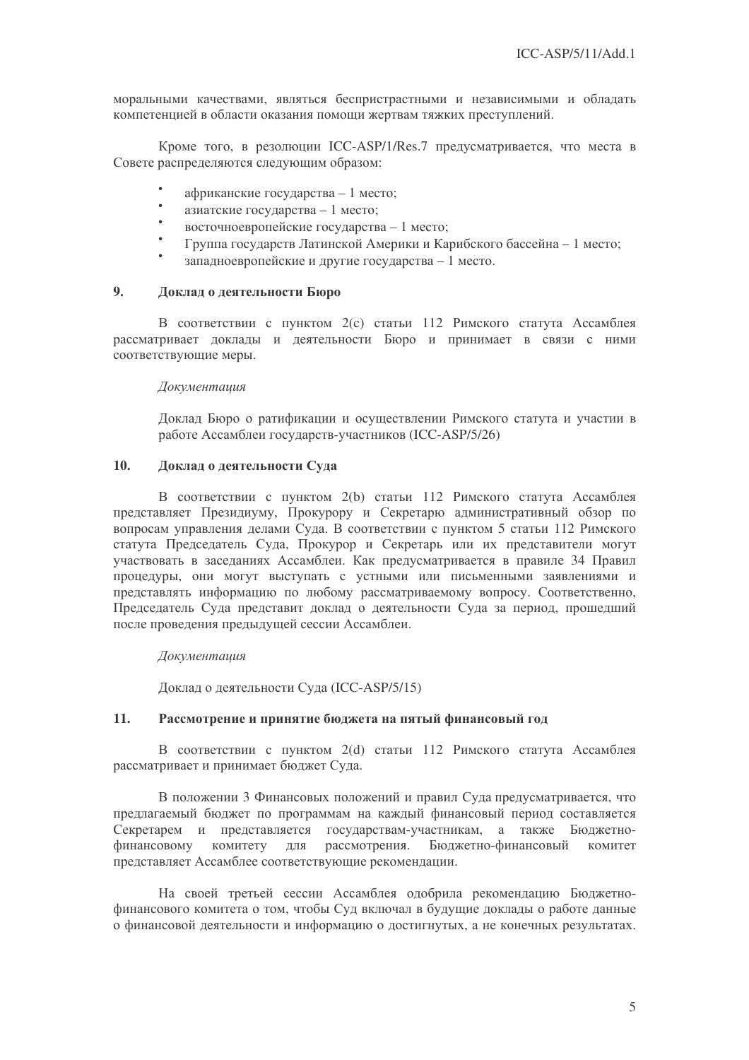моральными качествами, являться беспристрастными и независимыми и обладать компетенцией в области оказания помощи жертвам тяжких преступлений.

Кроме того, в резолюции ICC-ASP/1/Res.7 предусматривается, что места в Совете распределяются следующим образом:

- африканские государства – 1 место;
- азиатские государства – 1 место;
- восточноевропейские государства – 1 место;
- Группа государств Латинской Америки и Карибского бассейна – 1 место;
- западноевропейские и другие государства – 1 место.

## 9. Доклад о деятельности Бюро

В соответствии с пунктом 2(c) статьи 112 Римского статута Ассамблея рассматривает доклады и деятельности Бюро и принимает в связи с ними соответствующие меры.

*Документация*

Доклад Бюро о ратификации и осуществлении Римского статута и участии в работе Ассамблеи государств-участников (ICC-ASP/5/26)

## 10. Доклад о деятельности Суда

В соответствии с пунктом 2(b) статьи 112 Римского статута Ассамблея представляет Президиуму, Прокурору и Секретарю административный обзор по вопросам управления делами Суда. В соответствии с пунктом 5 статьи 112 Римского статута Председатель Суда, Прокурор и Секретарь или их представители могут участвовать в заседаниях Ассамблеи. Как предусматривается в правиле 34 Правил процедуры, они могут выступать с устными или письменными заявлениями и представлять информацию по любому рассматриваемому вопросу. Соответственно, Председатель Суда представит доклад о деятельности Суда за период, прошедший после проведения предыдущей сессии Ассамблеи.

*Документация*

Доклад о деятельности Суда (ICC-ASP/5/15)

## 11. Рассмотрение и принятие бюджета на пятый финансовый год

В соответствии с пунктом 2(d) статьи 112 Римского статута Ассамблея рассматривает и принимает бюджет Суда.

В положении 3 Финансовых положений и правил Суда предусматривается, что предлагаемый бюджет по программам на каждый финансовый период составляется Секретарем и представляется государствам-участникам, а также Бюджетно-финансовому комитету для рассмотрения. Бюджетно-финансовый комитет представляет Ассамблее соответствующие рекомендации.

На своей третьей сессии Ассамблея одобрила рекомендацию Бюджетно-финансового комитета о том, чтобы Суд включал в будущие доклады о работе данные о финансовой деятельности и информацию о достигнутых, а не конечных результатах.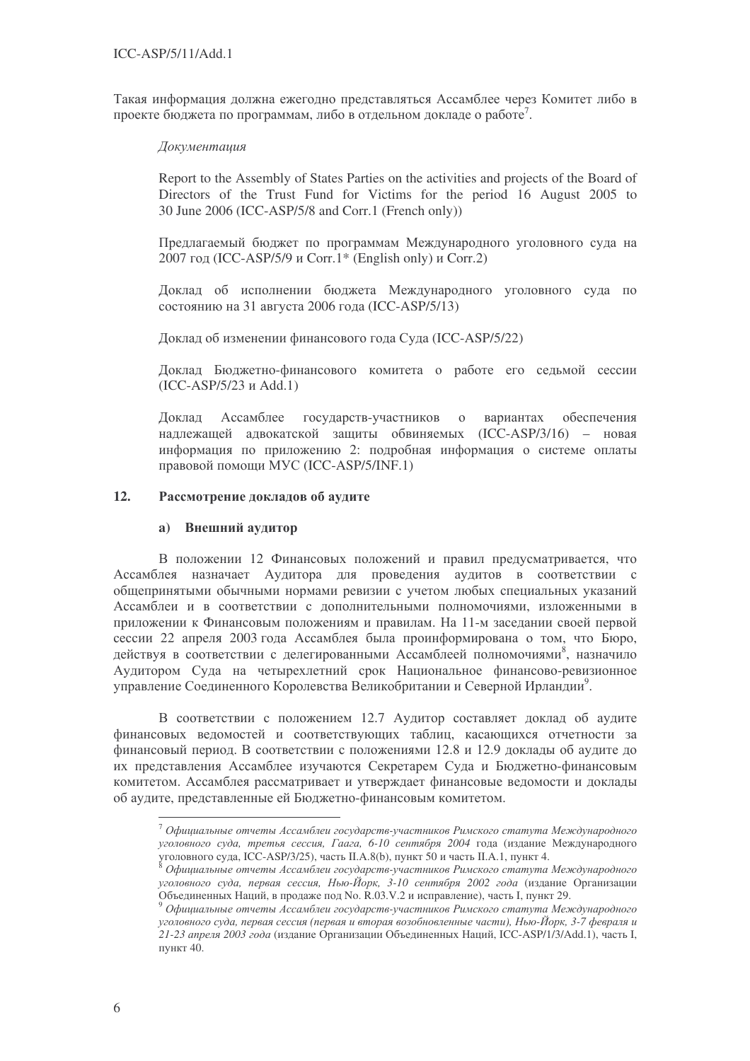Такая информация должна ежегодно представляться Ассамблее через Комитет либо в проекте бюджета по программам, либо в отдельном докладе о работе[7].

*Документация*

Report to the Assembly of States Parties on the activities and projects of the Board of Directors of the Trust Fund for Victims for the period 16 August 2005 to 30 June 2006 (ICC-ASP/5/8 and Corr.1 (French only))

Предлагаемый бюджет по программам Международного уголовного суда на 2007 год (ICC-ASP/5/9 и Corr.1* (English only) и Corr.2)

Доклад об исполнении бюджета Международного уголовного суда по состоянию на 31 августа 2006 года (ICC-ASP/5/13)

Доклад об изменении финансового года Суда (ICC-ASP/5/22)

Доклад Бюджетно-финансового комитета о работе его седьмой сессии (ICC-ASP/5/23 и Add.1)

Доклад Ассамблее государств-участников о вариантах обеспечения надлежащей адвокатской защиты обвиняемых (ICC-ASP/3/16) – новая информация по приложению 2: подробная информация о системе оплаты правовой помощи МУС (ICC-ASP/5/INF.1)

## 12. Рассмотрение докладов об аудите

### a) Внешний аудитор

В положении 12 Финансовых положений и правил предусматривается, что Ассамблея назначает Аудитора для проведения аудитов в соответствии с общепринятыми обычными нормами ревизии с учетом любых специальных указаний Ассамблеи и в соответствии с дополнительными полномочиями, изложенными в приложении к Финансовым положениям и правилам. На 11-м заседании своей первой сессии 22 апреля 2003 года Ассамблея была проинформирована о том, что Бюро, действуя в соответствии с делегированными Ассамблеей полномочиями[8], назначило Аудитором Суда на четырехлетний срок Национальное финансово-ревизионное управление Соединенного Королевства Великобритании и Северной Ирландии[9].

В соответствии с положением 12.7 Аудитор составляет доклад об аудите финансовых ведомостей и соответствующих таблиц, касающихся отчетности за финансовый период. В соответствии с положениями 12.8 и 12.9 доклады об аудите до их представления Ассамблее изучаются Секретарем Суда и Бюджетно-финансовым комитетом. Ассамблея рассматривает и утверждает финансовые ведомости и доклады об аудите, представленные ей Бюджетно-финансовым комитетом.

---

[7] *Официальные отчеты Ассамблеи государств-участников Римского статута Международного уголовного суда, третья сессия, Гаага, 6-10 сентября 2004* года (издание Международного уголовного суда, ICC-ASP/3/25), часть II.A.8(b), пункт 50 и часть II.A.1, пункт 4.

[8] *Официальные отчеты Ассамблеи государств-участников Римского статута Международного уголовного суда, первая сессия, Нью-Йорк, 3-10 сентября 2002 года* (издание Организации Объединенных Наций, в продаже под No. R.03.V.2 и исправление), часть I, пункт 29.

[9] *Официальные отчеты Ассамблеи государств-участников Римского статута Международного уголовного суда, первая сессия (первая и вторая возобновленные части), Нью-Йорк, 3-7 февраля и 21-23 апреля 2003 года* (издание Организации Объединенных Наций, ICC-ASP/1/3/Add.1), часть I, пункт 40.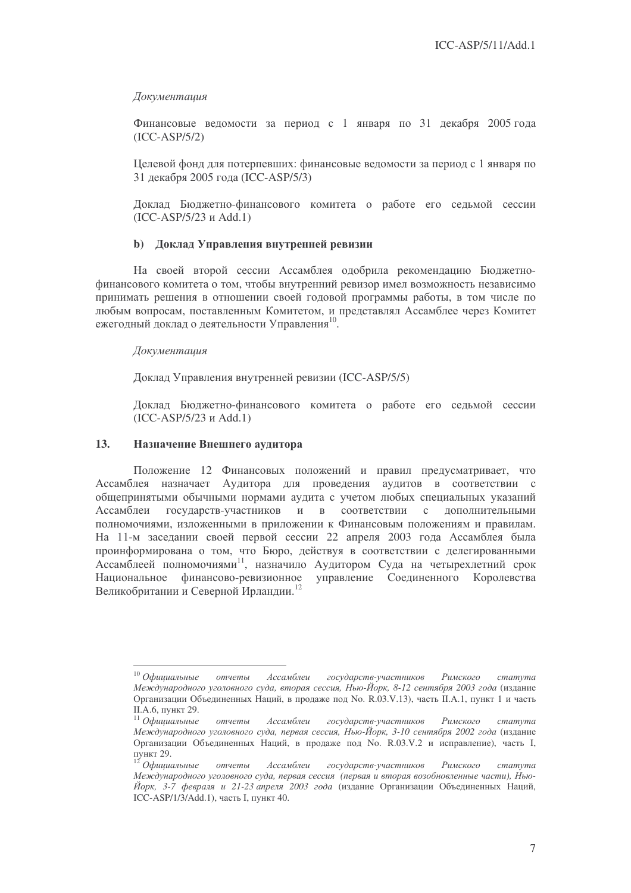*Документация*

Финансовые ведомости за период с 1 января по 31 декабря 2005 года (ICC-ASP/5/2)

Целевой фонд для потерпевших: финансовые ведомости за период с 1 января по 31 декабря 2005 года (ICC-ASP/5/3)

Доклад Бюджетно-финансового комитета о работе его седьмой сессии (ICC-ASP/5/23 и Add.1)

#### b) Доклад Управления внутренней ревизии

На своей второй сессии Ассамблея одобрила рекомендацию Бюджетно-финансового комитета о том, чтобы внутренний ревизор имел возможность независимо принимать решения в отношении своей годовой программы работы, в том числе по любым вопросам, поставленным Комитетом, и представлял Ассамблее через Комитет ежегодный доклад о деятельности Управления[10].

*Документация*

Доклад Управления внутренней ревизии (ICC-ASP/5/5)

Доклад Бюджетно-финансового комитета о работе его седьмой сессии (ICC-ASP/5/23 и Add.1)

### 13. Назначение Внешнего аудитора

Положение 12 Финансовых положений и правил предусматривает, что Ассамблея назначает Аудитора для проведения аудитов в соответствии с общепринятыми обычными нормами аудита с учетом любых специальных указаний Ассамблеи государств-участников и в соответствии с дополнительными полномочиями, изложенными в приложении к Финансовым положениям и правилам. На 11-м заседании своей первой сессии 22 апреля 2003 года Ассамблея была проинформирована о том, что Бюро, действуя в соответствии с делегированными Ассамблеей полномочиями[11], назначило Аудитором Суда на четырехлетний срок Национальное финансово-ревизионное управление Соединенного Королевства Великобритании и Северной Ирландии.[12]

---

[10] *Официальные отчеты Ассамблеи государств-участников Римского статута Международного уголовного суда, вторая сессия, Нью-Йорк, 8-12 сентября 2003 года* (издание Организации Объединенных Наций, в продаже под No. R.03.V.13), часть II.A.1, пункт 1 и часть II.A.6, пункт 29.

[11] *Официальные отчеты Ассамблеи государств-участников Римского статута Международного уголовного суда, первая сессия, Нью-Йорк, 3-10 сентября 2002 года* (издание Организации Объединенных Наций, в продаже под No. R.03.V.2 и исправление), часть I, пункт 29.

[12] *Официальные отчеты Ассамблеи государств-участников Римского статута Международного уголовного суда, первая сессия (первая и вторая возобновленные части), Нью-Йорк, 3-7 февраля и 21-23 апреля 2003 года* (издание Организации Объединенных Наций, ICC-ASP/1/3/Add.1), часть I, пункт 40.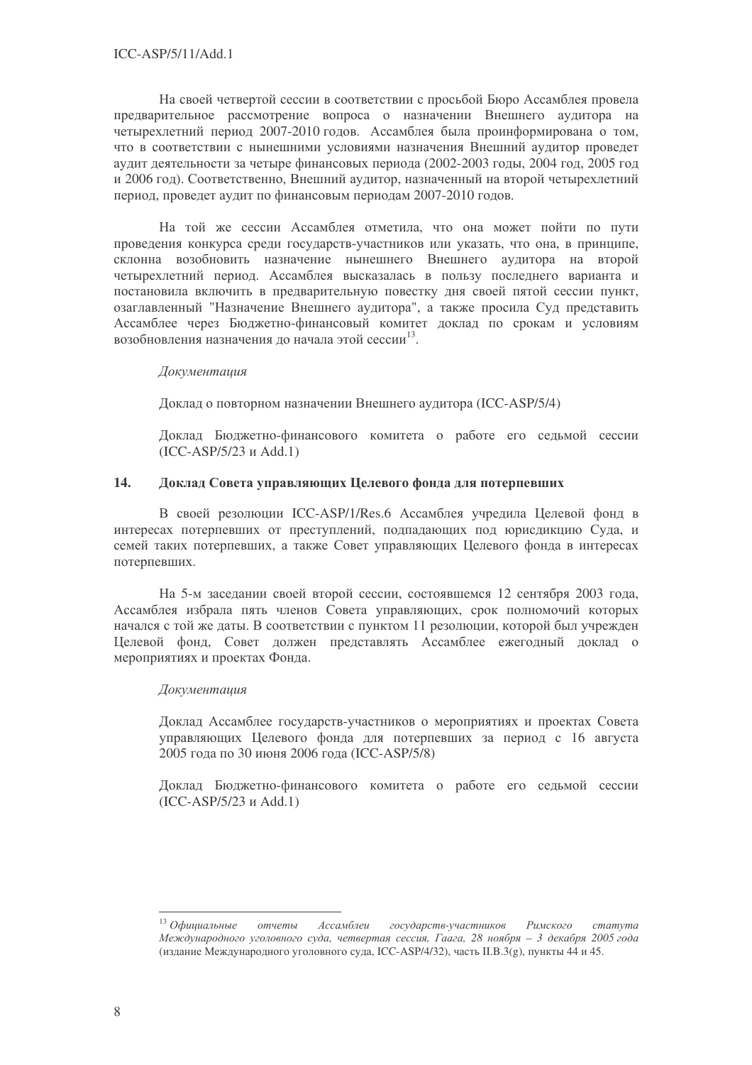На своей четвертой сессии в соответствии с просьбой Бюро Ассамблея провела предварительное рассмотрение вопроса о назначении Внешнего аудитора на четырехлетний период 2007-2010 годов. Ассамблея была проинформирована о том, что в соответствии с нынешними условиями назначения Внешний аудитор проведет аудит деятельности за четыре финансовых периода (2002-2003 годы, 2004 год, 2005 год и 2006 год). Соответственно, Внешний аудитор, назначенный на второй четырехлетний период, проведет аудит по финансовым периодам 2007-2010 годов.

На той же сессии Ассамблея отметила, что она может пойти по пути проведения конкурса среди государств-участников или указать, что она, в принципе, склонна возобновить назначение нынешнего Внешнего аудитора на второй четырехлетний период. Ассамблея высказалась в пользу последнего варианта и постановила включить в предварительную повестку дня своей пятой сессии пункт, озаглавленный "Назначение Внешнего аудитора", а также просила Суд представить Ассамблее через Бюджетно-финансовый комитет доклад по срокам и условиям возобновления назначения до начала этой сессии[13].

*Документация*

Доклад о повторном назначении Внешнего аудитора (ICC-ASP/5/4)

Доклад Бюджетно-финансового комитета о работе его седьмой сессии (ICC-ASP/5/23 и Add.1)

## 14. Доклад Совета управляющих Целевого фонда для потерпевших

В своей резолюции ICC-ASP/1/Res.6 Ассамблея учредила Целевой фонд в интересах потерпевших от преступлений, подпадающих под юрисдикцию Суда, и семей таких потерпевших, а также Совет управляющих Целевого фонда в интересах потерпевших.

На 5-м заседании своей второй сессии, состоявшемся 12 сентября 2003 года, Ассамблея избрала пять членов Совета управляющих, срок полномочий которых начался с той же даты. В соответствии с пунктом 11 резолюции, которой был учрежден Целевой фонд, Совет должен представлять Ассамблее ежегодный доклад о мероприятиях и проектах Фонда.

*Документация*

Доклад Ассамблее государств-участников о мероприятиях и проектах Совета управляющих Целевого фонда для потерпевших за период с 16 августа 2005 года по 30 июня 2006 года (ICC-ASP/5/8)

Доклад Бюджетно-финансового комитета о работе его седьмой сессии (ICC-ASP/5/23 и Add.1)

---

[13] *Официальные отчеты Ассамблеи государств-участников Римского статута Международного уголовного суда, четвертая сессия, Гаага, 28 ноября – 3 декабря 2005 года* (издание Международного уголовного суда, ICC-ASP/4/32), часть II.B.3(g), пункты 44 и 45.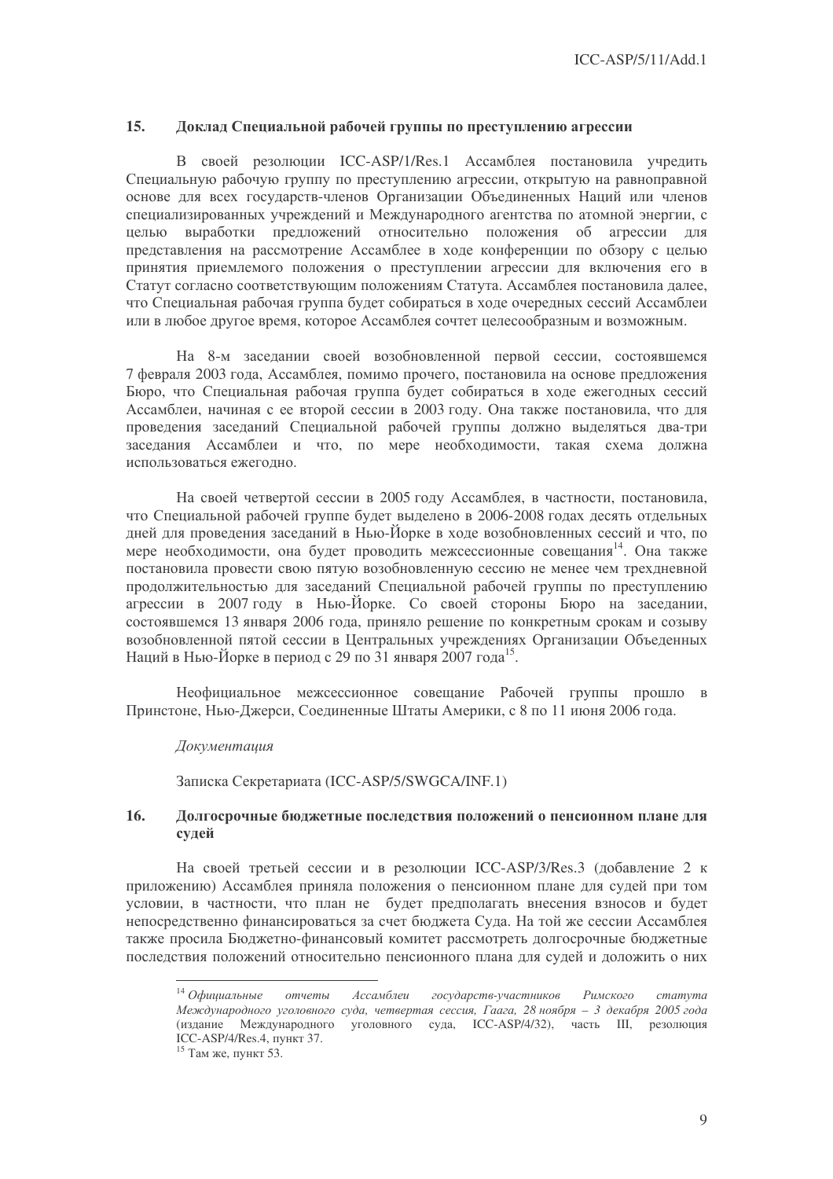## 15. Доклад Специальной рабочей группы по преступлению агрессии

В своей резолюции ICC-ASP/1/Res.1 Ассамблея постановила учредить Специальную рабочую группу по преступлению агрессии, открытую на равноправной основе для всех государств-членов Организации Объединенных Наций или членов специализированных учреждений и Международного агентства по атомной энергии, с целью выработки предложений относительно положения об агрессии для представления на рассмотрение Ассамблее в ходе конференции по обзору с целью принятия приемлемого положения о преступлении агрессии для включения его в Статут согласно соответствующим положениям Статута. Ассамблея постановила далее, что Специальная рабочая группа будет собираться в ходе очередных сессий Ассамблеи или в любое другое время, которое Ассамблея сочтет целесообразным и возможным.

На 8-м заседании своей возобновленной первой сессии, состоявшемся 7 февраля 2003 года, Ассамблея, помимо прочего, постановила на основе предложения Бюро, что Специальная рабочая группа будет собираться в ходе ежегодных сессий Ассамблеи, начиная с ее второй сессии в 2003 году. Она также постановила, что для проведения заседаний Специальной рабочей группы должно выделяться два-три заседания Ассамблеи и что, по мере необходимости, такая схема должна использоваться ежегодно.

На своей четвертой сессии в 2005 году Ассамблея, в частности, постановила, что Специальной рабочей группе будет выделено в 2006-2008 годах десять отдельных дней для проведения заседаний в Нью-Йорке в ходе возобновленных сессий и что, по мере необходимости, она будет проводить межсессионные совещания[14]. Она также постановила провести свою пятую возобновленную сессию не менее чем трехдневной продолжительностью для заседаний Специальной рабочей группы по преступлению агрессии в 2007 году в Нью-Йорке. Со своей стороны Бюро на заседании, состоявшемся 13 января 2006 года, приняло решение по конкретным срокам и созыву возобновленной пятой сессии в Центральных учреждениях Организации Объеденных Наций в Нью-Йорке в период с 29 по 31 января 2007 года[15].

Неофициальное межсессионное совещание Рабочей группы прошло в Принстоне, Нью-Джерси, Соединенные Штаты Америки, с 8 по 11 июня 2006 года.

*Документация*

Записка Секретариата (ICC-ASP/5/SWGCA/INF.1)

## 16. Долгосрочные бюджетные последствия положений о пенсионном плане для судей

На своей третьей сессии и в резолюции ICC-ASP/3/Res.3 (добавление 2 к приложению) Ассамблея приняла положения о пенсионном плане для судей при том условии, в частности, что план не будет предполагать внесения взносов и будет непосредственно финансироваться за счет бюджета Суда. На той же сессии Ассамблея также просила Бюджетно-финансовый комитет рассмотреть долгосрочные бюджетные последствия положений относительно пенсионного плана для судей и доложить о них

---

[14] *Официальные отчеты Ассамблеи государств-участников Римского статута Международного уголовного суда, четвертая сессия, Гаага, 28 ноября – 3 декабря 2005 года* (издание Международного уголовного суда, ICC-ASP/4/32), часть III, резолюция ICC-ASP/4/Res.4, пункт 37.

[15] Там же, пункт 53.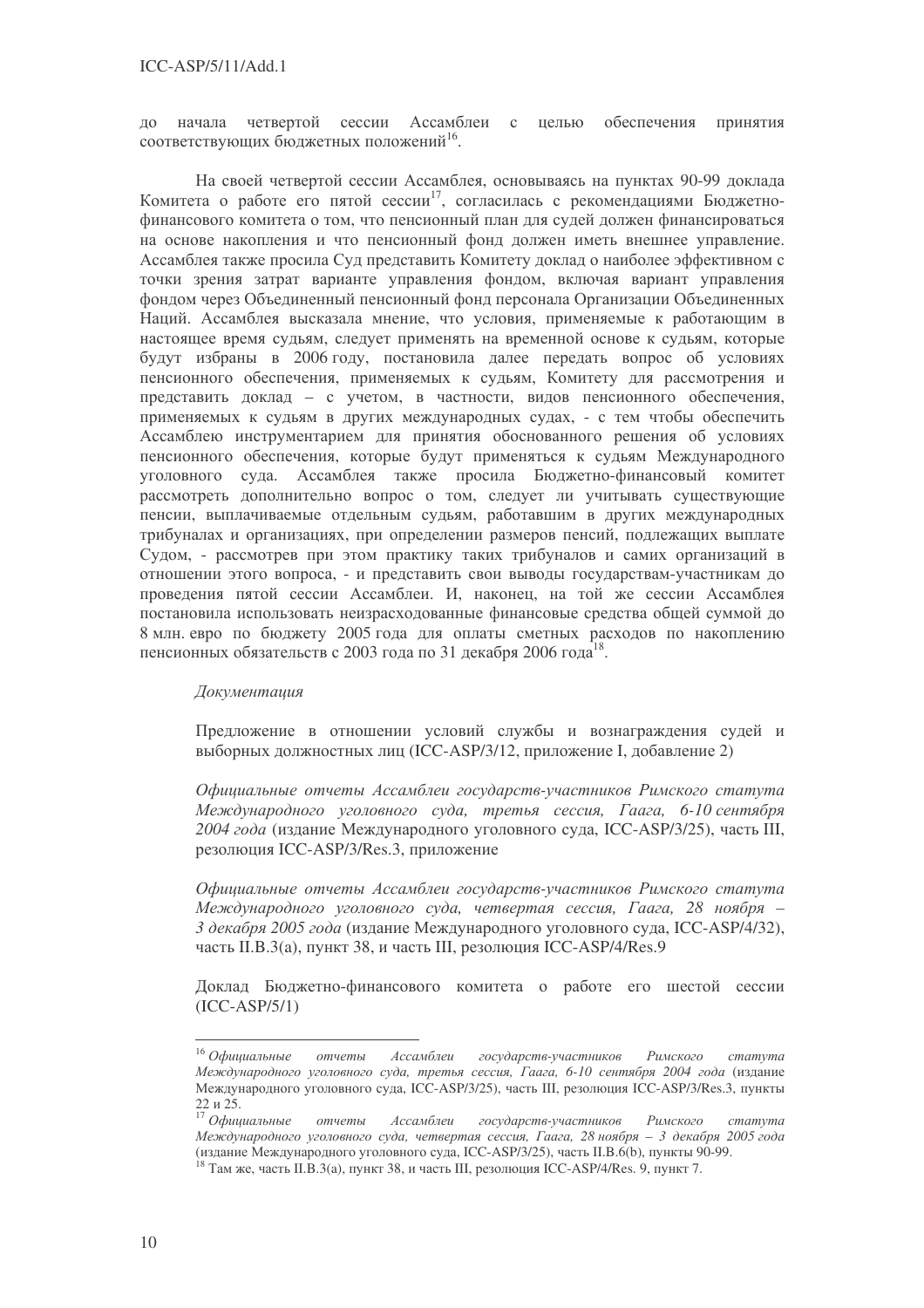до начала четвертой сессии Ассамблеи с целью обеспечения принятия соответствующих бюджетных положений[16].

На своей четвертой сессии Ассамблея, основываясь на пунктах 90-99 доклада Комитета о работе его пятой сессии[17], согласилась с рекомендациями Бюджетно-финансового комитета о том, что пенсионный план для судей должен финансироваться на основе накопления и что пенсионный фонд должен иметь внешнее управление. Ассамблея также просила Суд представить Комитету доклад о наиболее эффективном с точки зрения затрат варианте управления фондом, включая вариант управления фондом через Объединенный пенсионный фонд персонала Организации Объединенных Наций. Ассамблея высказала мнение, что условия, применяемые к работающим в настоящее время судьям, следует применять на временной основе к судьям, которые будут избраны в 2006 году, постановила далее передать вопрос об условиях пенсионного обеспечения, применяемых к судьям, Комитету для рассмотрения и представить доклад – с учетом, в частности, видов пенсионного обеспечения, применяемых к судьям в других международных судах, - с тем чтобы обеспечить Ассамблею инструментарием для принятия обоснованного решения об условиях пенсионного обеспечения, которые будут применяться к судьям Международного уголовного суда. Ассамблея также просила Бюджетно-финансовый комитет рассмотреть дополнительно вопрос о том, следует ли учитывать существующие пенсии, выплачиваемые отдельным судьям, работавшим в других международных трибуналах и организациях, при определении размеров пенсий, подлежащих выплате Судом, - рассмотрев при этом практику таких трибуналов и самих организаций в отношении этого вопроса, - и представить свои выводы государствам-участникам до проведения пятой сессии Ассамблеи. И, наконец, на той же сессии Ассамблея постановила использовать неизрасходованные финансовые средства общей суммой до 8 млн. евро по бюджету 2005 года для оплаты сметных расходов по накоплению пенсионных обязательств с 2003 года по 31 декабря 2006 года[18].

*Документация*

Предложение в отношении условий службы и вознаграждения судей и выборных должностных лиц (ICC-ASP/3/12, приложение I, добавление 2)

*Официальные отчеты Ассамблеи государств-участников Римского статута Международного уголовного суда, третья сессия, Гаага, 6-10 сентября 2004 года* (издание Международного уголовного суда, ICC-ASP/3/25), часть III, резолюция ICC-ASP/3/Res.3, приложение

*Официальные отчеты Ассамблеи государств-участников Римского статута Международного уголовного суда, четвертая сессия, Гаага, 28 ноября – 3 декабря 2005 года* (издание Международного уголовного суда, ICC-ASP/4/32), часть II.B.3(a), пункт 38, и часть III, резолюция ICC-ASP/4/Res.9

Доклад Бюджетно-финансового комитета о работе его шестой сессии (ICC-ASP/5/1)

---

[16] *Официальные отчеты Ассамблеи государств-участников Римского статута Международного уголовного суда, третья сессия, Гаага, 6-10 сентября 2004 года* (издание Международного уголовного суда, ICC-ASP/3/25), часть III, резолюция ICC-ASP/3/Res.3, пункты 22 и 25.

[17] *Официальные отчеты Ассамблеи государств-участников Римского статута Международного уголовного суда, четвертая сессия, Гаага, 28 ноября – 3 декабря 2005 года* (издание Международного уголовного суда, ICC-ASP/3/25), часть II.B.6(b), пункты 90-99.

[18] Там же, часть II.B.3(a), пункт 38, и часть III, резолюция ICC-ASP/4/Res. 9, пункт 7.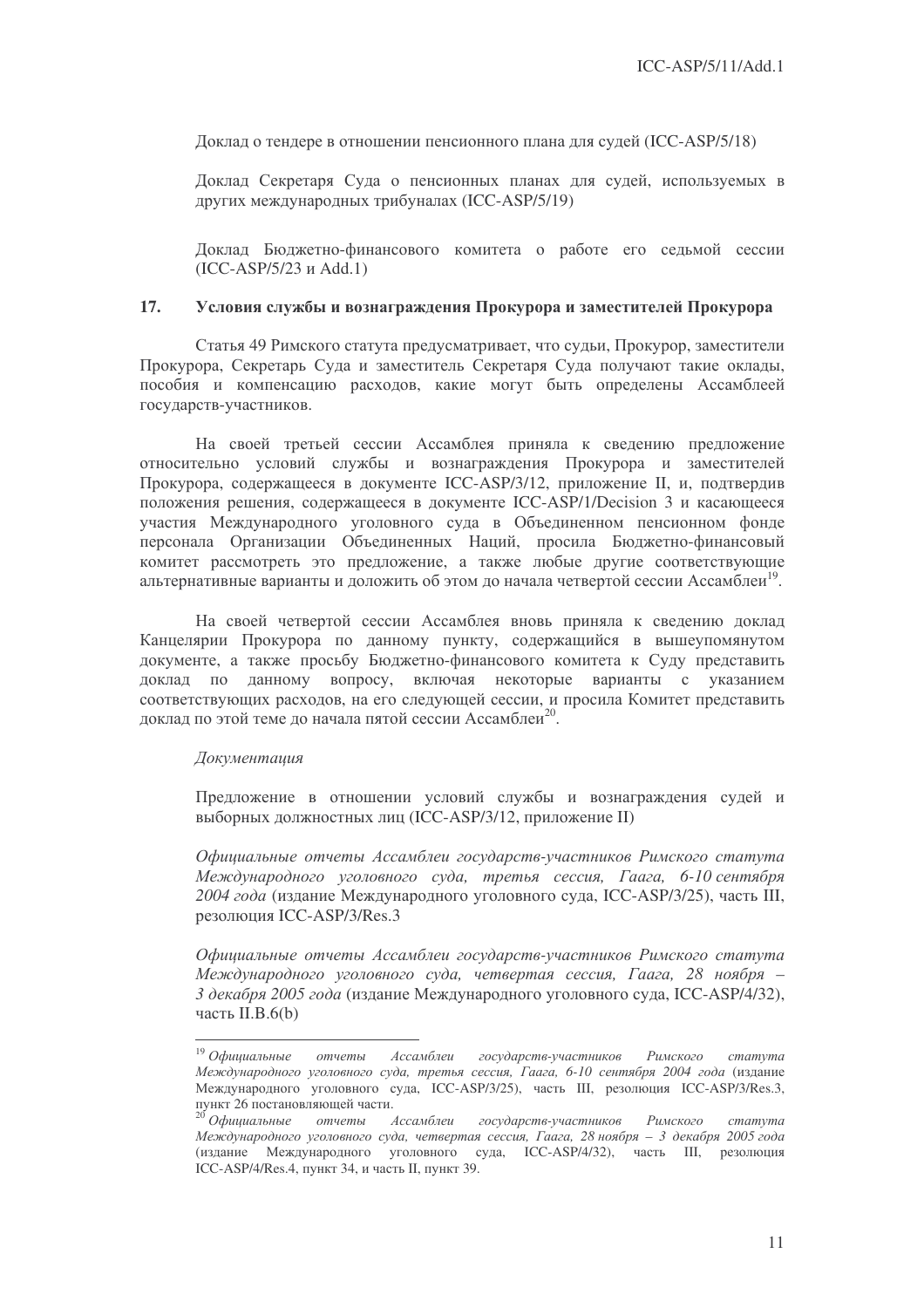Доклад о тендере в отношении пенсионного плана для судей (ICC-ASP/5/18)

Доклад Секретаря Суда о пенсионных планах для судей, используемых в других международных трибуналах (ICC-ASP/5/19)

Доклад Бюджетно-финансового комитета о работе его седьмой сессии (ICC-ASP/5/23 и Add.1)

## 17. Условия службы и вознаграждения Прокурора и заместителей Прокурора

Статья 49 Римского статута предусматривает, что судьи, Прокурор, заместители Прокурора, Секретарь Суда и заместитель Секретаря Суда получают такие оклады, пособия и компенсацию расходов, какие могут быть определены Ассамблеей государств-участников.

На своей третьей сессии Ассамблея приняла к сведению предложение относительно условий службы и вознаграждения Прокурора и заместителей Прокурора, содержащееся в документе ICC-ASP/3/12, приложение II, и, подтвердив положения решения, содержащееся в документе ICC-ASP/1/Decision 3 и касающееся участия Международного уголовного суда в Объединенном пенсионном фонде персонала Организации Объединенных Наций, просила Бюджетно-финансовый комитет рассмотреть это предложение, а также любые другие соответствующие альтернативные варианты и доложить об этом до начала четвертой сессии Ассамблеи[19].

На своей четвертой сессии Ассамблея вновь приняла к сведению доклад Канцелярии Прокурора по данному пункту, содержащийся в вышеупомянутом документе, а также просьбу Бюджетно-финансового комитета к Суду представить доклад по данному вопросу, включая некоторые варианты с указанием соответствующих расходов, на его следующей сессии, и просила Комитет представить доклад по этой теме до начала пятой сессии Ассамблеи[20].

*Документация*

Предложение в отношении условий службы и вознаграждения судей и выборных должностных лиц (ICC-ASP/3/12, приложение II)

*Официальные отчеты Ассамблеи государств-участников Римского статута Международного уголовного суда, третья сессия, Гаага, 6-10 сентября 2004 года* (издание Международного уголовного суда, ICC-ASP/3/25), часть III, резолюция ICC-ASP/3/Res.3

*Официальные отчеты Ассамблеи государств-участников Римского статута Международного уголовного суда, четвертая сессия, Гаага, 28 ноября – 3 декабря 2005 года* (издание Международного уголовного суда, ICC-ASP/4/32), часть II.B.6(b)

---

[19] *Официальные отчеты Ассамблеи государств-участников Римского статута Международного уголовного суда, третья сессия, Гаага, 6-10 сентября 2004 года* (издание Международного уголовного суда, ICC-ASP/3/25), часть III, резолюция ICC-ASP/3/Res.3, пункт 26 постановляющей части.

[20] *Официальные отчеты Ассамблеи государств-участников Римского статута Международного уголовного суда, четвертая сессия, Гаага, 28 ноября – 3 декабря 2005 года* (издание Международного уголовного суда, ICC-ASP/4/32), часть III, резолюция ICC-ASP/4/Res.4, пункт 34, и часть II, пункт 39.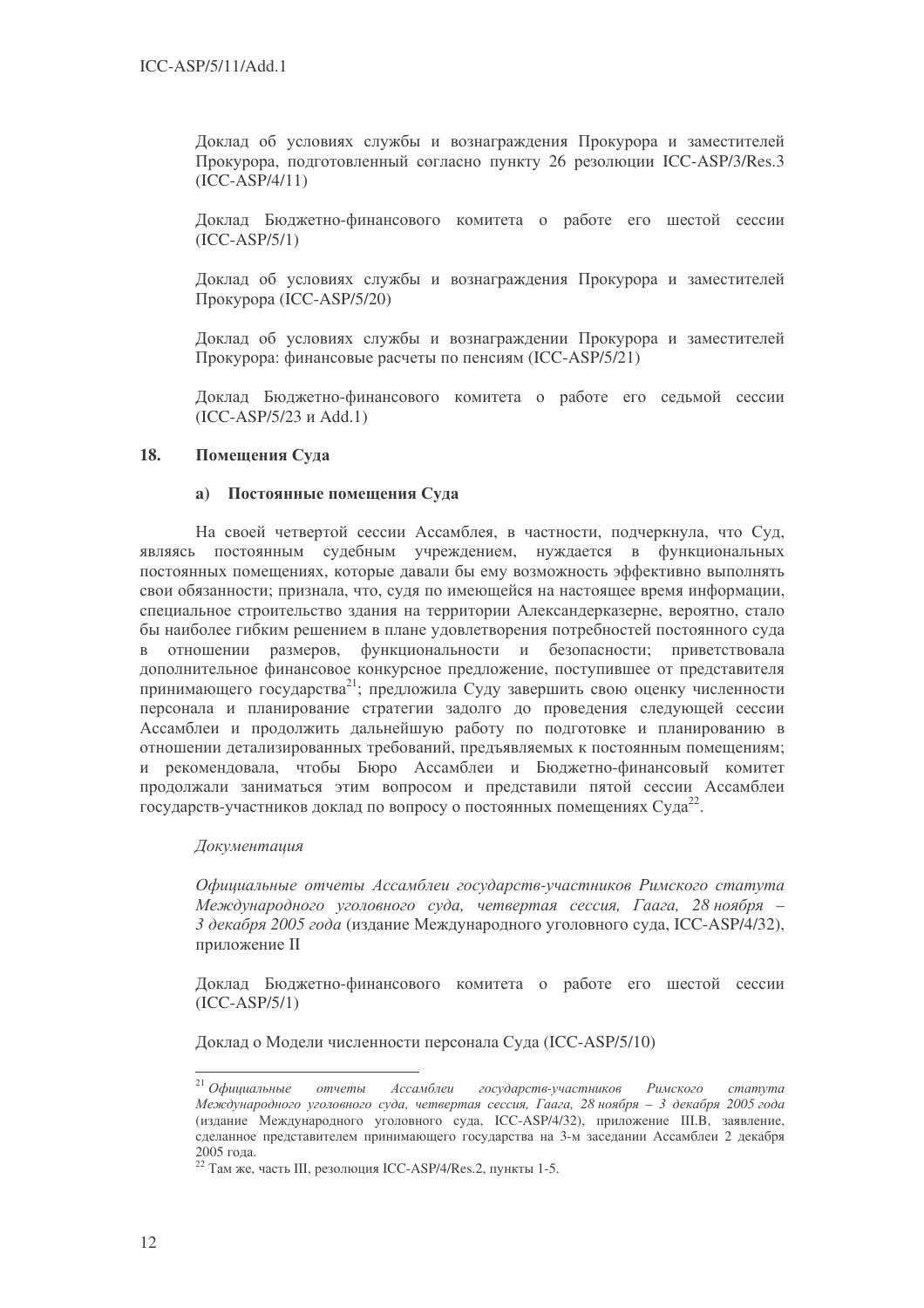Доклад об условиях службы и вознаграждения Прокурора и заместителей Прокурора, подготовленный согласно пункту 26 резолюции ICC-ASP/3/Res.3 (ICC-ASP/4/11)

Доклад Бюджетно-финансового комитета о работе его шестой сессии (ICC-ASP/5/1)

Доклад об условиях службы и вознаграждения Прокурора и заместителей Прокурора (ICC-ASP/5/20)

Доклад об условиях службы и вознаграждении Прокурора и заместителей Прокурора: финансовые расчеты по пенсиям (ICC-ASP/5/21)

Доклад Бюджетно-финансового комитета о работе его седьмой сессии (ICC-ASP/5/23 и Add.1)

## 18. Помещения Суда

### a) Постоянные помещения Суда

На своей четвертой сессии Ассамблея, в частности, подчеркнула, что Суд, являясь постоянным судебным учреждением, нуждается в функциональных постоянных помещениях, которые давали бы ему возможность эффективно выполнять свои обязанности; признала, что, судя по имеющейся на настоящее время информации, специальное строительство здания на территории Александерказерне, вероятно, стало бы наиболее гибким решением в плане удовлетворения потребностей постоянного суда в отношении размеров, функциональности и безопасности; приветствовала дополнительное финансовое конкурсное предложение, поступившее от представителя принимающего государства[21]; предложила Суду завершить свою оценку численности персонала и планирование стратегии задолго до проведения следующей сессии Ассамблеи и продолжить дальнейшую работу по подготовке и планированию в отношении детализированных требований, предъявляемых к постоянным помещениям; и рекомендовала, чтобы Бюро Ассамблеи и Бюджетно-финансовый комитет продолжали заниматься этим вопросом и представили пятой сессии Ассамблеи государств-участников доклад по вопросу о постоянных помещениях Суда[22].

*Документация*

*Официальные отчеты Ассамблеи государств-участников Римского статута Международного уголовного суда, четвертая сессия, Гаага, 28 ноября – 3 декабря 2005 года* (издание Международного уголовного суда, ICC-ASP/4/32), приложение II

Доклад Бюджетно-финансового комитета о работе его шестой сессии (ICC-ASP/5/1)

Доклад о Модели численности персонала Суда (ICC-ASP/5/10)

---

[21] *Официальные отчеты Ассамблеи государств-участников Римского статута Международного уголовного суда, четвертая сессия, Гаага, 28 ноября – 3 декабря 2005 года* (издание Международного уголовного суда, ICC-ASP/4/32), приложение III.B, заявление, сделанное представителем принимающего государства на 3-м заседании Ассамблеи 2 декабря 2005 года.

[22] Там же, часть III, резолюция ICC-ASP/4/Res.2, пункты 1-5.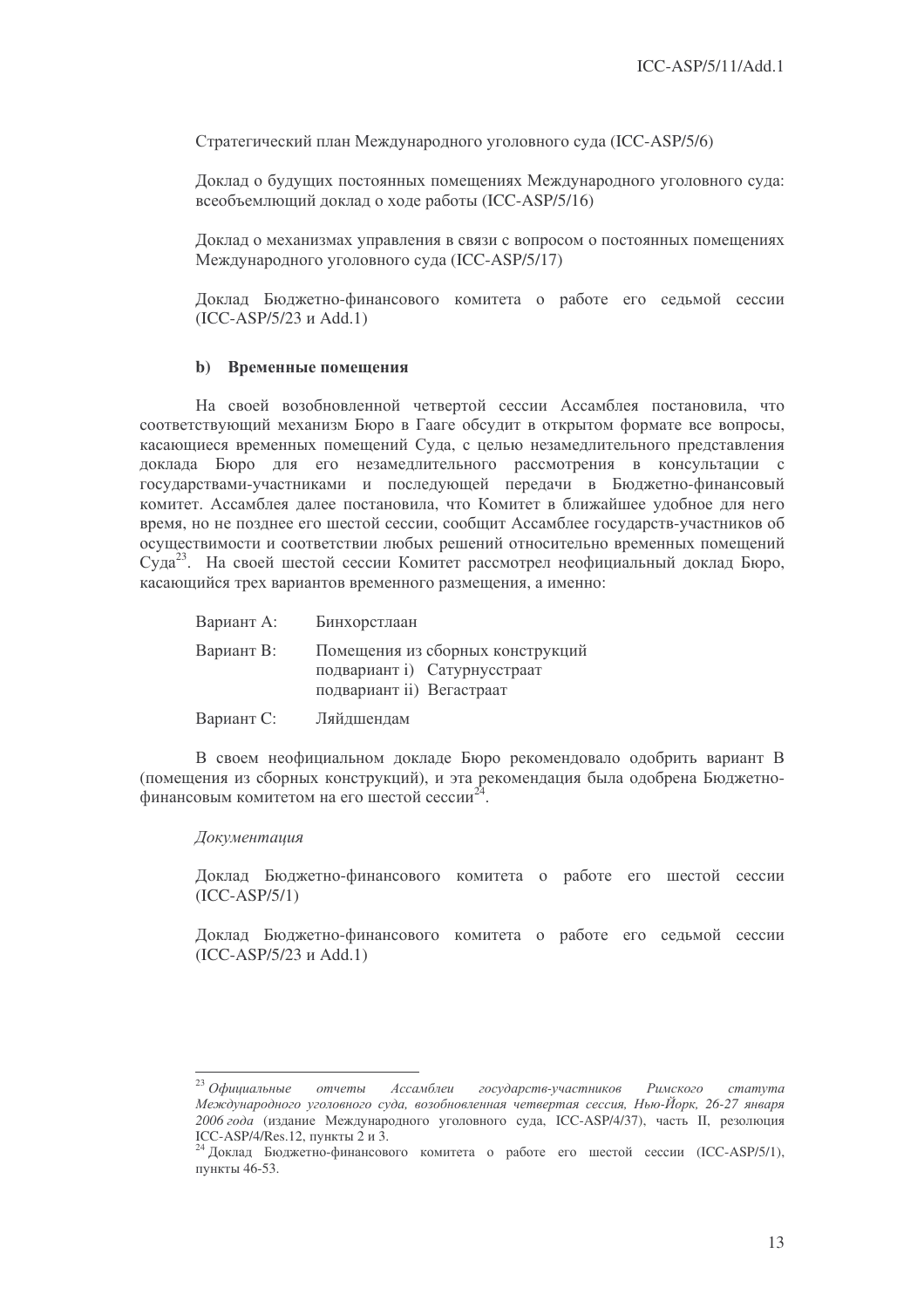Стратегический план Международного уголовного суда (ICC-ASP/5/6)

Доклад о будущих постоянных помещениях Международного уголовного суда: всеобъемлющий доклад о ходе работы (ICC-ASP/5/16)

Доклад о механизмах управления в связи с вопросом о постоянных помещениях Международного уголовного суда (ICC-ASP/5/17)

Доклад Бюджетно-финансового комитета о работе его седьмой сессии (ICC-ASP/5/23 и Add.1)

**b) Временные помещения**

На своей возобновленной четвертой сессии Ассамблея постановила, что соответствующий механизм Бюро в Гааге обсудит в открытом формате все вопросы, касающиеся временных помещений Суда, с целью незамедлительного представления доклада Бюро для его незамедлительного рассмотрения в консультации с государствами-участниками и последующей передачи в Бюджетно-финансовый комитет. Ассамблея далее постановила, что Комитет в ближайшее удобное для него время, но не позднее его шестой сессии, сообщит Ассамблее государств-участников об осуществимости и соответствии любых решений относительно временных помещений Суда[23]. На своей шестой сессии Комитет рассмотрел неофициальный доклад Бюро, касающийся трех вариантов временного размещения, а именно:

Вариант A: Бинхорстлаан

Вариант B: Помещения из сборных конструкций
подвариант i) Сатурнусстраат
подвариант ii) Вегастраат

Вариант C: Ляйдшендам

В своем неофициальном докладе Бюро рекомендовало одобрить вариант B (помещения из сборных конструкций), и эта рекомендация была одобрена Бюджетно-финансовым комитетом на его шестой сессии[24].

*Документация*

Доклад Бюджетно-финансового комитета о работе его шестой сессии (ICC-ASP/5/1)

Доклад Бюджетно-финансового комитета о работе его седьмой сессии (ICC-ASP/5/23 и Add.1)

---

[23] *Официальные отчеты Ассамблеи государств-участников Римского статута Международного уголовного суда, возобновленная четвертая сессия, Нью-Йорк, 26-27 января 2006 года* (издание Международного уголовного суда, ICC-ASP/4/37), часть II, резолюция ICC-ASP/4/Res.12, пункты 2 и 3.

[24] Доклад Бюджетно-финансового комитета о работе его шестой сессии (ICC-ASP/5/1), пункты 46-53.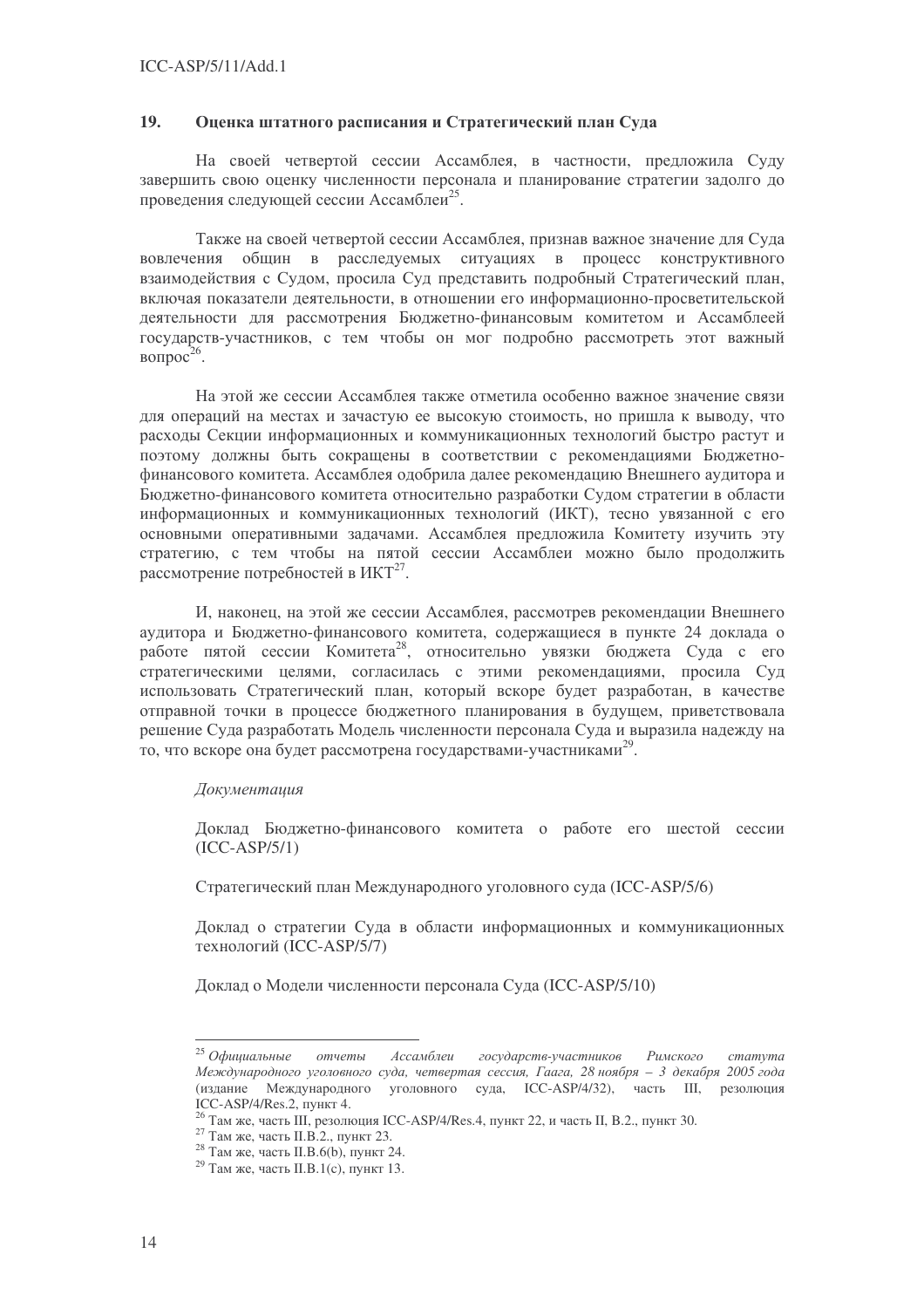## 19. Оценка штатного расписания и Стратегический план Суда

На своей четвертой сессии Ассамблея, в частности, предложила Суду завершить свою оценку численности персонала и планирование стратегии задолго до проведения следующей сессии Ассамблеи[25].

Также на своей четвертой сессии Ассамблея, признав важное значение для Суда вовлечения общин в расследуемых ситуациях в процесс конструктивного взаимодействия с Судом, просила Суд представить подробный Стратегический план, включая показатели деятельности, в отношении его информационно-просветительской деятельности для рассмотрения Бюджетно-финансовым комитетом и Ассамблеей государств-участников, с тем чтобы он мог подробно рассмотреть этот важный вопрос[26].

На этой же сессии Ассамблея также отметила особенно важное значение связи для операций на местах и зачастую ее высокую стоимость, но пришла к выводу, что расходы Секции информационных и коммуникационных технологий быстро растут и поэтому должны быть сокращены в соответствии с рекомендациями Бюджетно-финансового комитета. Ассамблея одобрила далее рекомендацию Внешнего аудитора и Бюджетно-финансового комитета относительно разработки Судом стратегии в области информационных и коммуникационных технологий (ИКТ), тесно увязанной с его основными оперативными задачами. Ассамблея предложила Комитету изучить эту стратегию, с тем чтобы на пятой сессии Ассамблеи можно было продолжить рассмотрение потребностей в ИКТ[27].

И, наконец, на этой же сессии Ассамблея, рассмотрев рекомендации Внешнего аудитора и Бюджетно-финансового комитета, содержащиеся в пункте 24 доклада о работе пятой сессии Комитета[28], относительно увязки бюджета Суда с его стратегическими целями, согласилась с этими рекомендациями, просила Суд использовать Стратегический план, который вскоре будет разработан, в качестве отправной точки в процессе бюджетного планирования в будущем, приветствовала решение Суда разработать Модель численности персонала Суда и выразила надежду на то, что вскоре она будет рассмотрена государствами-участниками[29].

*Документация*

Доклад Бюджетно-финансового комитета о работе его шестой сессии (ICC-ASP/5/1)

Стратегический план Международного уголовного суда (ICC-ASP/5/6)

Доклад о стратегии Суда в области информационных и коммуникационных технологий (ICC-ASP/5/7)

Доклад о Модели численности персонала Суда (ICC-ASP/5/10)

---

[25] *Официальные отчеты Ассамблеи государств-участников Римского статута Международного уголовного суда, четвертая сессия, Гаага, 28 ноября – 3 декабря 2005 года* (издание Международного уголовного суда, ICC-ASP/4/32), часть III, резолюция ICC-ASP/4/Res.2, пункт 4.

[26] Там же, часть III, резолюция ICC-ASP/4/Res.4, пункт 22, и часть II, B.2., пункт 30.

[27] Там же, часть II.B.2., пункт 23.

[28] Там же, часть II.B.6(b), пункт 24.

[29] Там же, часть II.B.1(c), пункт 13.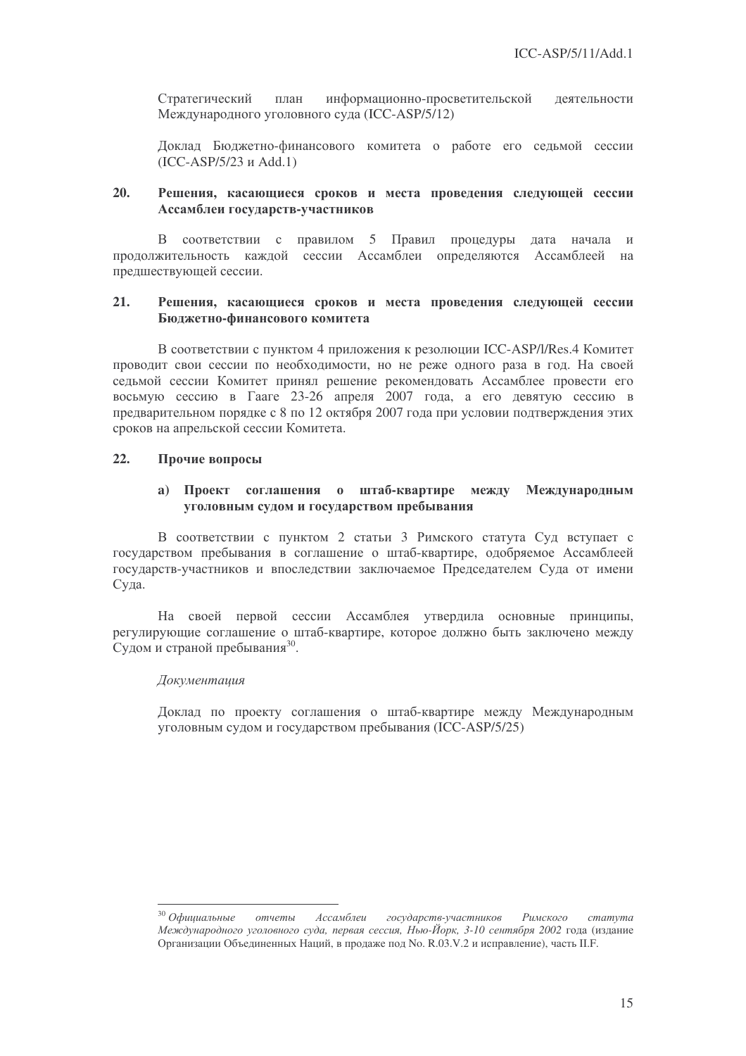Стратегический план информационно-просветительской деятельности Международного уголовного суда (ICC-ASP/5/12)

Доклад Бюджетно-финансового комитета о работе его седьмой сессии (ICC-ASP/5/23 и Add.1)

### 20. Решения, касающиеся сроков и места проведения следующей сессии Ассамблеи государств-участников

В соответствии с правилом 5 Правил процедуры дата начала и продолжительность каждой сессии Ассамблеи определяются Ассамблеей на предшествующей сессии.

### 21. Решения, касающиеся сроков и места проведения следующей сессии Бюджетно-финансового комитета

В соответствии с пунктом 4 приложения к резолюции ICC-ASP/l/Res.4 Комитет проводит свои сессии по необходимости, но не реже одного раза в год. На своей седьмой сессии Комитет принял решение рекомендовать Ассамблее провести его восьмую сессию в Гааге 23-26 апреля 2007 года, а его девятую сессию в предварительном порядке с 8 по 12 октября 2007 года при условии подтверждения этих сроков на апрельской сессии Комитета.

### 22. Прочие вопросы

#### a) Проект соглашения о штаб-квартире между Международным уголовным судом и государством пребывания

В соответствии с пунктом 2 статьи 3 Римского статута Суд вступает с государством пребывания в соглашение о штаб-квартире, одобряемое Ассамблеей государств-участников и впоследствии заключаемое Председателем Суда от имени Суда.

На своей первой сессии Ассамблея утвердила основные принципы, регулирующие соглашение о штаб-квартире, которое должно быть заключено между Судом и страной пребывания[30].

*Документация*

Доклад по проекту соглашения о штаб-квартире между Международным уголовным судом и государством пребывания (ICC-ASP/5/25)

---

[30] *Официальные отчеты Ассамблеи государств-участников Римского статута Международного уголовного суда, первая сессия, Нью-Йорк, 3-10 сентября 2002* года (издание Организации Объединенных Наций, в продаже под No. R.03.V.2 и исправление), часть II.F.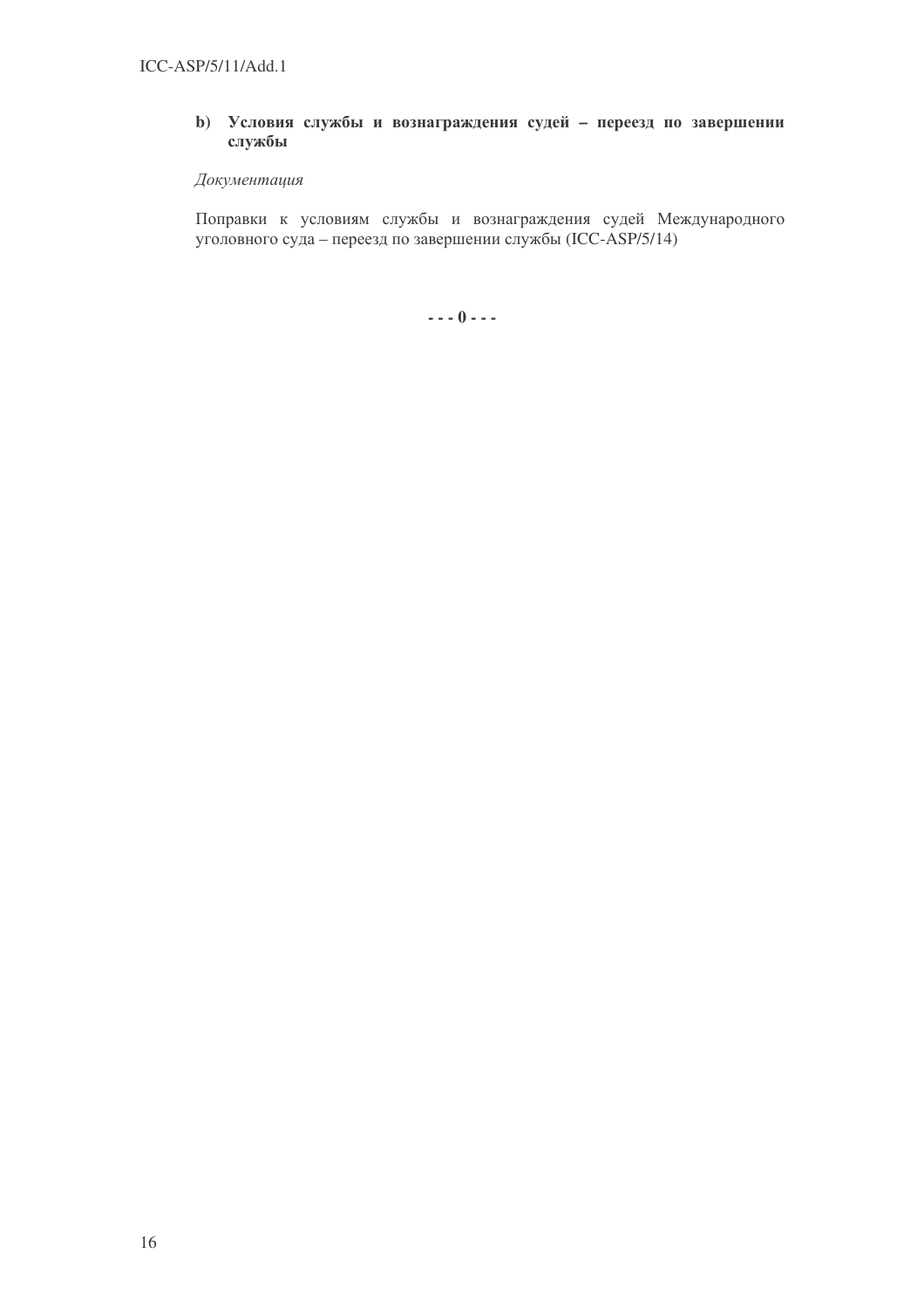**b) Условия службы и вознаграждения судей – переезд по завершении службы**

*Документация*

Поправки к условиям службы и вознаграждения судей Международного уголовного суда – переезд по завершении службы (ICC-ASP/5/14)

- - - 0 - - -